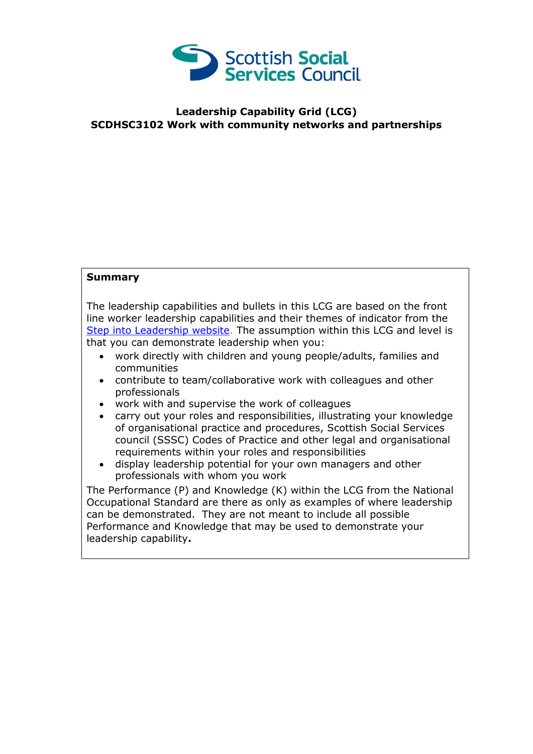Scottish Social Services Council

**Leadership Capability Grid (LCG)**
**SCDHSC3102 Work with community networks and partnerships**

**Summary**

The leadership capabilities and bullets in this LCG are based on the front line worker leadership capabilities and their themes of indicator from the [Step into Leadership website](). The assumption within this LCG and level is that you can demonstrate leadership when you:

- work directly with children and young people/adults, families and communities
- contribute to team/collaborative work with colleagues and other professionals
- work with and supervise the work of colleagues
- carry out your roles and responsibilities, illustrating your knowledge of organisational practice and procedures, Scottish Social Services council (SSSC) Codes of Practice and other legal and organisational requirements within your roles and responsibilities
- display leadership potential for your own managers and other professionals with whom you work

The Performance (P) and Knowledge (K) within the LCG from the National Occupational Standard are there as only as examples of where leadership can be demonstrated. They are not meant to include all possible Performance and Knowledge that may be used to demonstrate your leadership capability**.**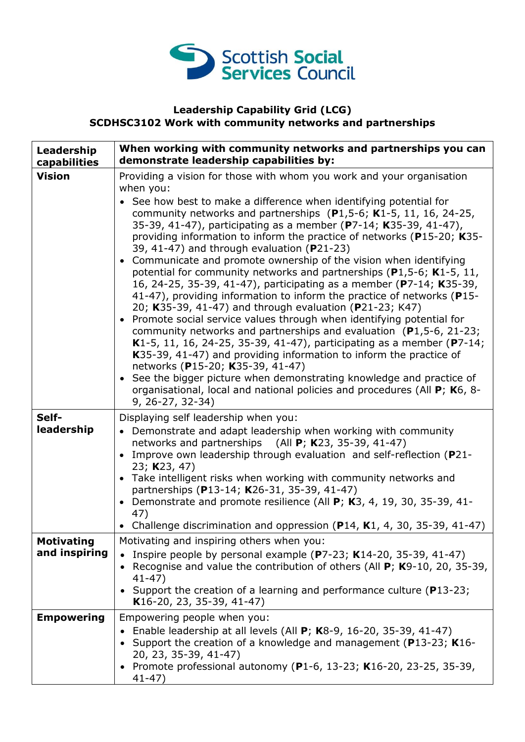Scottish Social Services Council

**Leadership Capability Grid (LCG)**
**SCDHSC3102 Work with community networks and partnerships**

| Leadership capabilities | When working with community networks and partnerships you can demonstrate leadership capabilities by: |
|---|---|
| **Vision** | Providing a vision for those with whom you work and your organisation when you:<br>• See how best to make a difference when identifying potential for community networks and partnerships (**P**1,5-6; **K**1-5, 11, 16, 24-25, 35-39, 41-47), participating as a member (**P**7-14; **K**35-39, 41-47), providing information to inform the practice of networks (**P**15-20; **K**35-39, 41-47) and through evaluation (**P**21-23)<br>• Communicate and promote ownership of the vision when identifying potential for community networks and partnerships (**P**1,5-6; **K**1-5, 11, 16, 24-25, 35-39, 41-47), participating as a member (**P**7-14; **K**35-39, 41-47), providing information to inform the practice of networks (**P**15-20; **K**35-39, 41-47) and through evaluation (**P**21-23; K47)<br>• Promote social service values through when identifying potential for community networks and partnerships and evaluation (**P**1,5-6, 21-23; **K**1-5, 11, 16, 24-25, 35-39, 41-47), participating as a member (**P**7-14; **K**35-39, 41-47) and providing information to inform the practice of networks (**P**15-20; **K**35-39, 41-47)<br>• See the bigger picture when demonstrating knowledge and practice of organisational, local and national policies and procedures (All **P**; **K**6, 8-9, 26-27, 32-34) |
| **Self-leadership** | Displaying self leadership when you:<br>• Demonstrate and adapt leadership when working with community networks and partnerships (All **P**; **K**23, 35-39, 41-47)<br>• Improve own leadership through evaluation and self-reflection (**P**21-23; **K**23, 47)<br>• Take intelligent risks when working with community networks and partnerships (**P**13-14; **K**26-31, 35-39, 41-47)<br>• Demonstrate and promote resilience (All **P**; **K**3, 4, 19, 30, 35-39, 41-47)<br>• Challenge discrimination and oppression (**P**14, **K**1, 4, 30, 35-39, 41-47) |
| **Motivating and inspiring** | Motivating and inspiring others when you:<br>• Inspire people by personal example (**P**7-23; **K**14-20, 35-39, 41-47)<br>• Recognise and value the contribution of others (All **P**; **K**9-10, 20, 35-39, 41-47)<br>• Support the creation of a learning and performance culture (**P**13-23; **K**16-20, 23, 35-39, 41-47) |
| **Empowering** | Empowering people when you:<br>• Enable leadership at all levels (All **P**; **K**8-9, 16-20, 35-39, 41-47)<br>• Support the creation of a knowledge and management (**P**13-23; **K**16-20, 23, 35-39, 41-47)<br>• Promote professional autonomy (**P**1-6, 13-23; **K**16-20, 23-25, 35-39, 41-47) |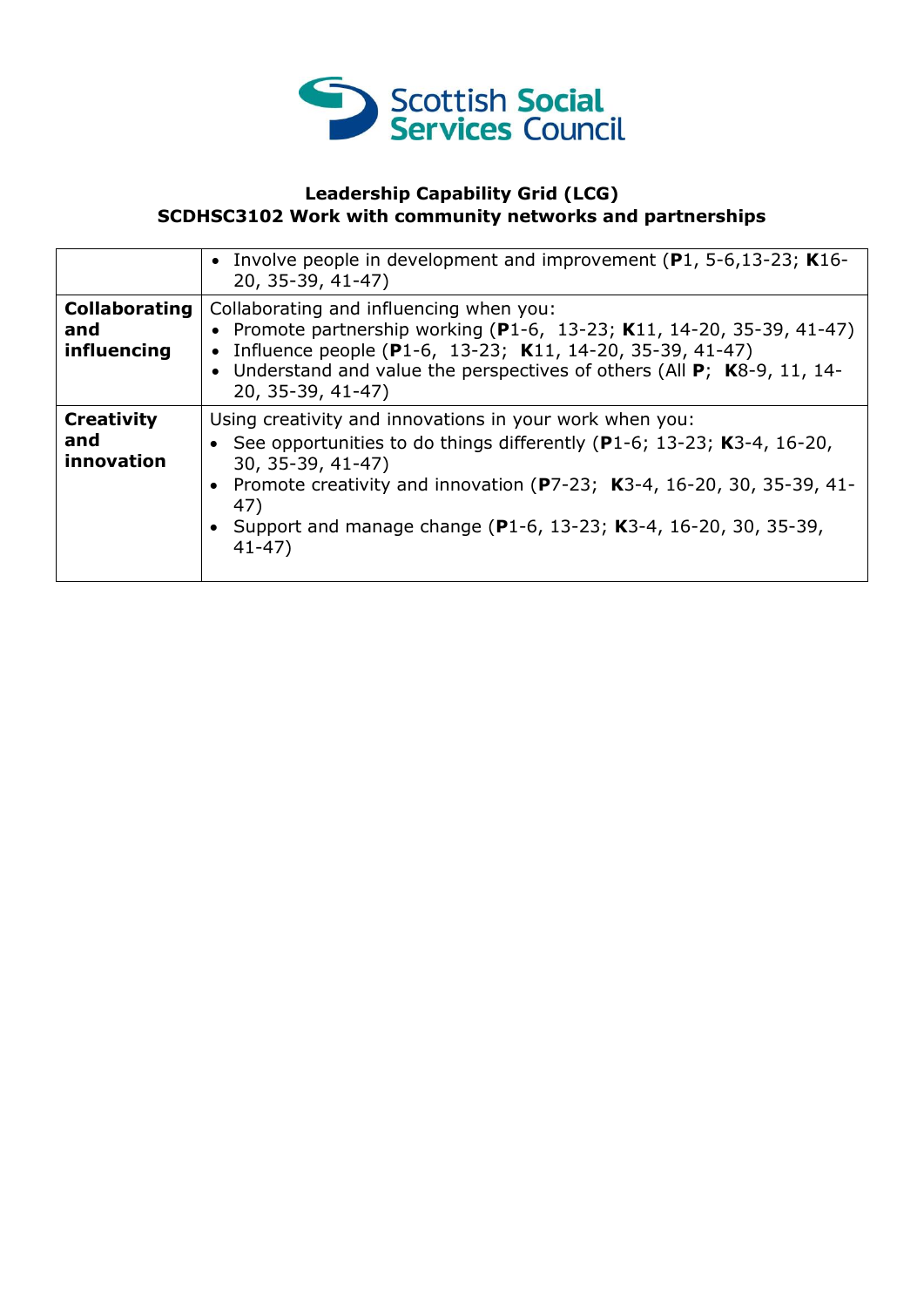**Leadership Capability Grid (LCG)**
**SCDHSC3102 Work with community networks and partnerships**

| | |
|---|---|
| | • Involve people in development and improvement (**P**1, 5-6,13-23; **K**16-20, 35-39, 41-47) |
| **Collaborating and influencing** | Collaborating and influencing when you:<br>• Promote partnership working (**P**1-6, 13-23; **K**11, 14-20, 35-39, 41-47)<br>• Influence people (**P**1-6, 13-23; **K**11, 14-20, 35-39, 41-47)<br>• Understand and value the perspectives of others (All **P**; **K**8-9, 11, 14-20, 35-39, 41-47) |
| **Creativity and innovation** | Using creativity and innovations in your work when you:<br>• See opportunities to do things differently (**P**1-6; 13-23; **K**3-4, 16-20, 30, 35-39, 41-47)<br>• Promote creativity and innovation (**P**7-23; **K**3-4, 16-20, 30, 35-39, 41-47)<br>• Support and manage change (**P**1-6, 13-23; **K**3-4, 16-20, 30, 35-39, 41-47) |